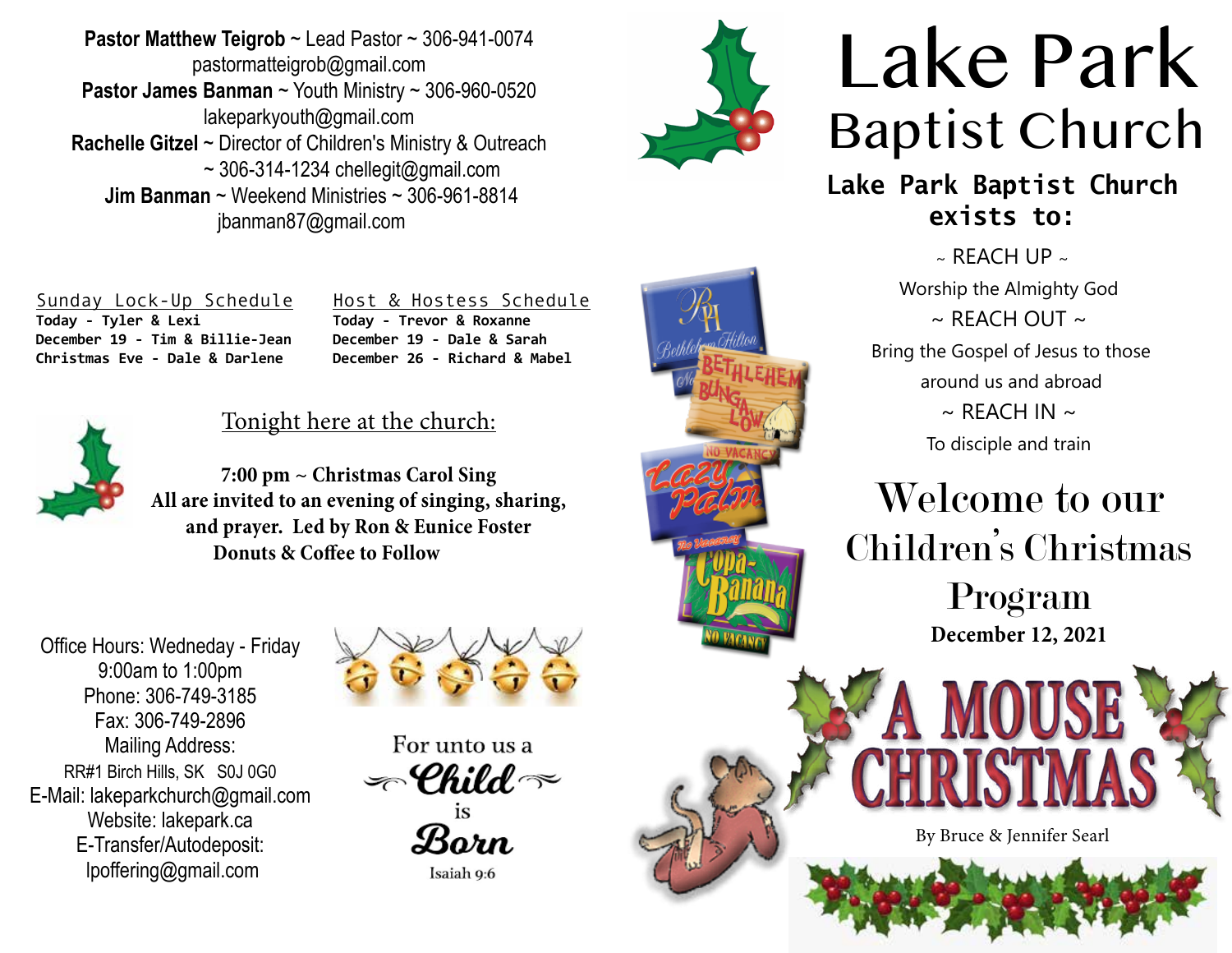**Pastor Matthew Teigrob** ~ Lead Pastor ~ 306-941-0074
pastormatteigrob@gmail.com
**Pastor James Banman** ~ Youth Ministry ~ 306-960-0520
lakeparkyouth@gmail.com
**Rachelle Gitzel** ~ Director of Children's Ministry & Outreach ~ 306-314-1234 chellegit@gmail.com
**Jim Banman** ~ Weekend Ministries ~ 306-961-8814
jbanman87@gmail.com

**Sunday Lock-Up Schedule**
Today - Tyler & Lexi
December 19 - Tim & Billie-Jean
Christmas Eve - Dale & Darlene

**Host & Hostess Schedule**
Today - Trevor & Roxanne
December 19 - Dale & Sarah
December 26 - Richard & Mabel

## Tonight here at the church:

**7:00 pm ~ Christmas Carol Sing**
**All are invited to an evening of singing, sharing, and prayer. Led by Ron & Eunice Foster**
**Donuts & Coffee to Follow**

Office Hours: Wedneday - Friday
9:00am to 1:00pm
Phone: 306-749-3185
Fax: 306-749-2896
Mailing Address:
RR#1 Birch Hills, SK S0J 0G0
E-Mail: lakeparkchurch@gmail.com
Website: lakepark.ca
E-Transfer/Autodeposit:
lpoffering@gmail.com

For unto us a *Child* is *Born*
Isaiah 9:6

# Lake Park Baptist Church

**Lake Park Baptist Church exists to:**

~ REACH UP ~
Worship the Almighty God
~ REACH OUT ~
Bring the Gospel of Jesus to those around us and abroad
~ REACH IN ~
To disciple and train

## Welcome to our Children's Christmas Program

**December 12, 2021**

# A MOUSE CHRISTMAS

By Bruce & Jennifer Searl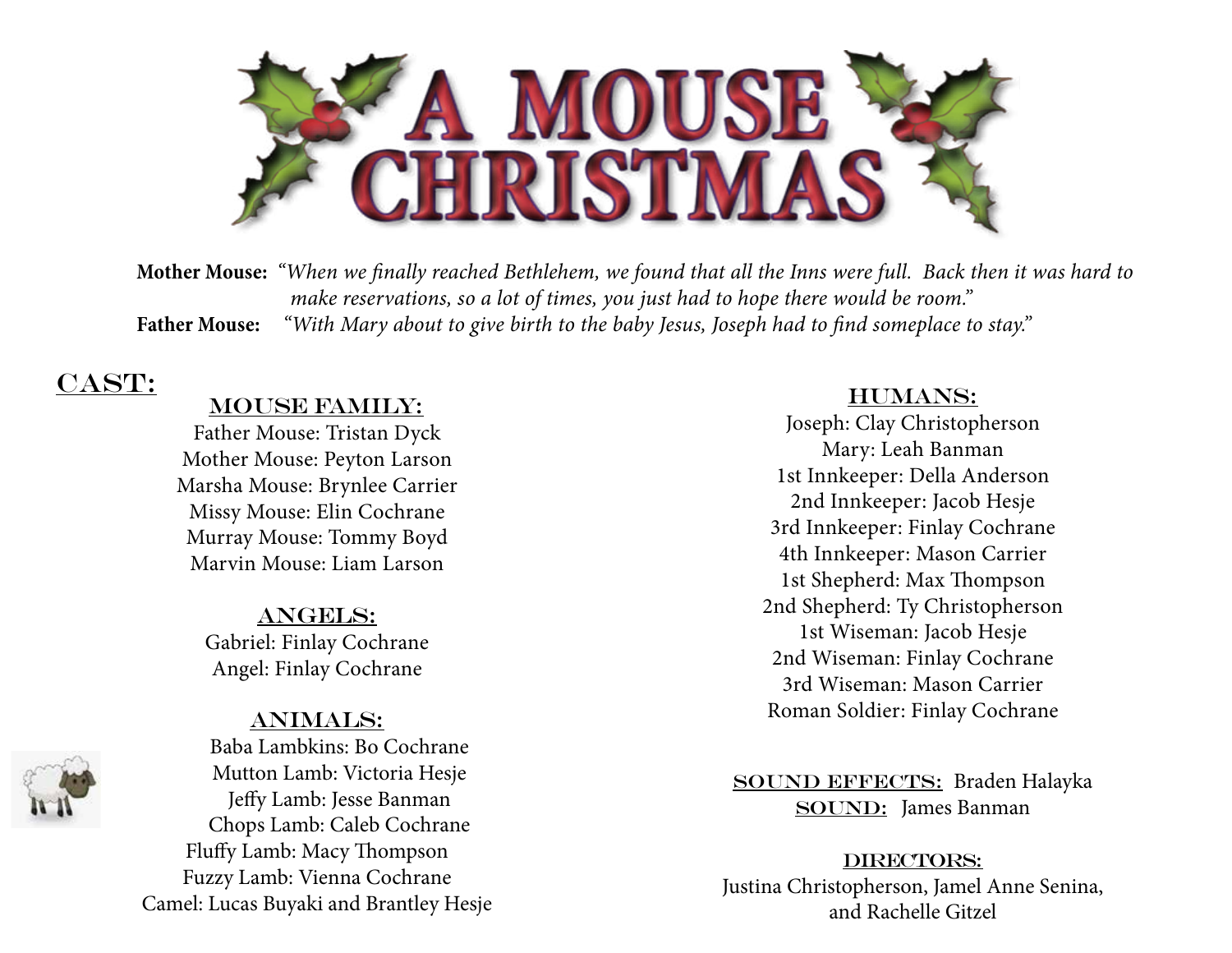# A MOUSE CHRISTMAS

**Mother Mouse:** *"When we finally reached Bethlehem, we found that all the Inns were full. Back then it was hard to make reservations, so a lot of times, you just had to hope there would be room."*
**Father Mouse:** *"With Mary about to give birth to the baby Jesus, Joseph had to find someplace to stay."*

## CAST:

### MOUSE FAMILY:
Father Mouse: Tristan Dyck
Mother Mouse: Peyton Larson
Marsha Mouse: Brynlee Carrier
Missy Mouse: Elin Cochrane
Murray Mouse: Tommy Boyd
Marvin Mouse: Liam Larson

### ANGELS:
Gabriel: Finlay Cochrane
Angel: Finlay Cochrane

### ANIMALS:
Baba Lambkins: Bo Cochrane
Mutton Lamb: Victoria Hesje
Jeffy Lamb: Jesse Banman
Chops Lamb: Caleb Cochrane
Fluffy Lamb: Macy Thompson
Fuzzy Lamb: Vienna Cochrane
Camel: Lucas Buyaki and Brantley Hesje

### HUMANS:
Joseph: Clay Christopherson
Mary: Leah Banman
1st Innkeeper: Della Anderson
2nd Innkeeper: Jacob Hesje
3rd Innkeeper: Finlay Cochrane
4th Innkeeper: Mason Carrier
1st Shepherd: Max Thompson
2nd Shepherd: Ty Christopherson
1st Wiseman: Jacob Hesje
2nd Wiseman: Finlay Cochrane
3rd Wiseman: Mason Carrier
Roman Soldier: Finlay Cochrane

**SOUND EFFECTS:** Braden Halayka
**SOUND:** James Banman

### DIRECTORS:
Justina Christopherson, Jamel Anne Senina, and Rachelle Gitzel